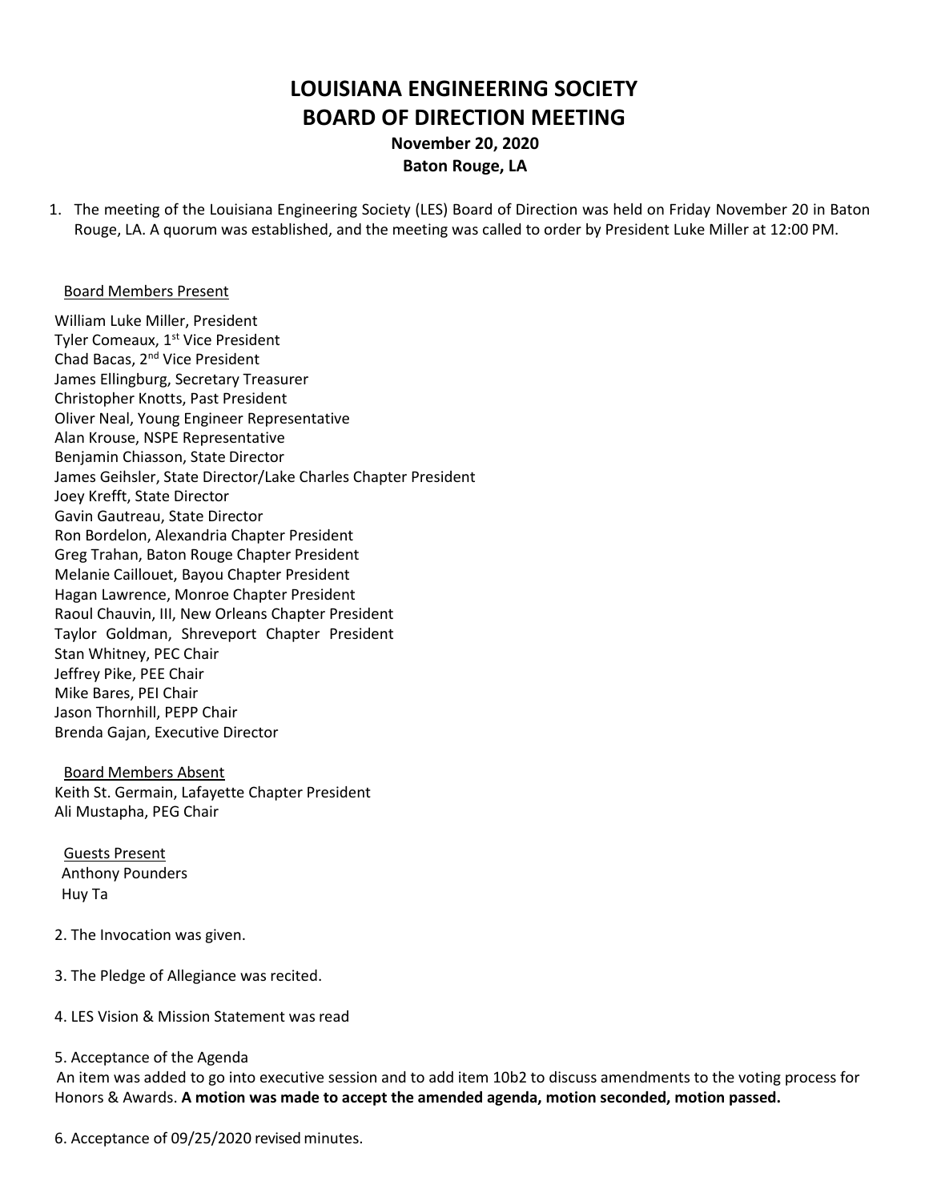# LOUISIANA ENGINEERING SOCIETY
# BOARD OF DIRECTION MEETING

**November 20, 2020**
**Baton Rouge, LA**

1. The meeting of the Louisiana Engineering Society (LES) Board of Direction was held on Friday November 20 in Baton Rouge, LA. A quorum was established, and the meeting was called to order by President Luke Miller at 12:00 PM.

Board Members Present

William Luke Miller, President
Tyler Comeaux, 1st Vice President
Chad Bacas, 2nd Vice President
James Ellingburg, Secretary Treasurer
Christopher Knotts, Past President
Oliver Neal, Young Engineer Representative
Alan Krouse, NSPE Representative
Benjamin Chiasson, State Director
James Geihsler, State Director/Lake Charles Chapter President
Joey Krefft, State Director
Gavin Gautreau, State Director
Ron Bordelon, Alexandria Chapter President
Greg Trahan, Baton Rouge Chapter President
Melanie Caillouet, Bayou Chapter President
Hagan Lawrence, Monroe Chapter President
Raoul Chauvin, III, New Orleans Chapter President
Taylor Goldman, Shreveport Chapter President
Stan Whitney, PEC Chair
Jeffrey Pike, PEE Chair
Mike Bares, PEI Chair
Jason Thornhill, PEPP Chair
Brenda Gajan, Executive Director

Board Members Absent
Keith St. Germain, Lafayette Chapter President
Ali Mustapha, PEG Chair

Guests Present
Anthony Pounders
Huy Ta

2. The Invocation was given.

3. The Pledge of Allegiance was recited.

4. LES Vision & Mission Statement was read

5. Acceptance of the Agenda
An item was added to go into executive session and to add item 10b2 to discuss amendments to the voting process for Honors & Awards. **A motion was made to accept the amended agenda, motion seconded, motion passed.**

6. Acceptance of 09/25/2020 revised minutes.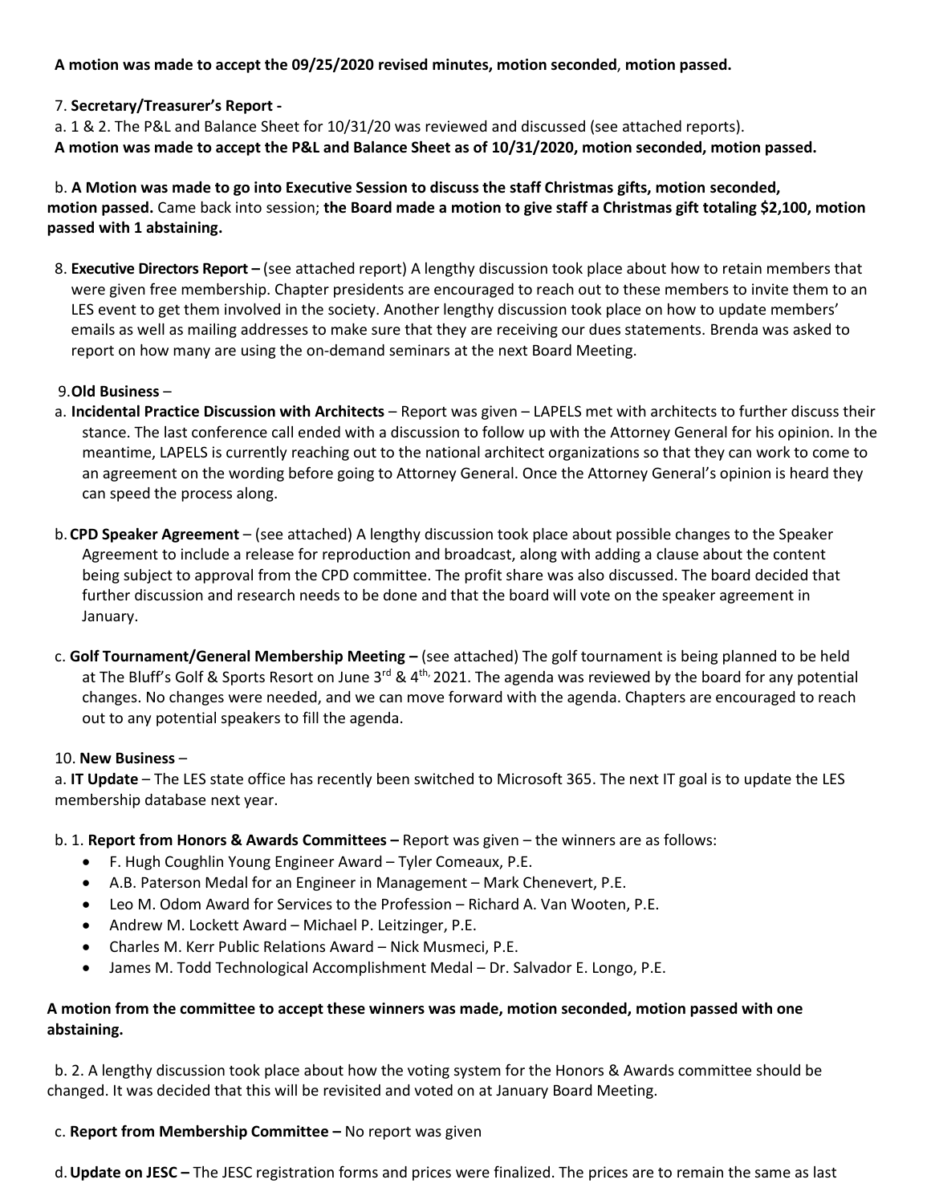**A motion was made to accept the 09/25/2020 revised minutes, motion seconded**, **motion passed.**

7. **Secretary/Treasurer's Report -**

a. 1 & 2. The P&L and Balance Sheet for 10/31/20 was reviewed and discussed (see attached reports).

**A motion was made to accept the P&L and Balance Sheet as of 10/31/2020, motion seconded, motion passed.**

b. **A Motion was made to go into Executive Session to discuss the staff Christmas gifts, motion seconded, motion passed.** Came back into session; **the Board made a motion to give staff a Christmas gift totaling $2,100, motion passed with 1 abstaining.**

8. **Executive Directors Report –** (see attached report) A lengthy discussion took place about how to retain members that were given free membership. Chapter presidents are encouraged to reach out to these members to invite them to an LES event to get them involved in the society. Another lengthy discussion took place on how to update members' emails as well as mailing addresses to make sure that they are receiving our dues statements. Brenda was asked to report on how many are using the on-demand seminars at the next Board Meeting.

9. **Old Business** –

a. **Incidental Practice Discussion with Architects** – Report was given – LAPELS met with architects to further discuss their stance. The last conference call ended with a discussion to follow up with the Attorney General for his opinion. In the meantime, LAPELS is currently reaching out to the national architect organizations so that they can work to come to an agreement on the wording before going to Attorney General. Once the Attorney General's opinion is heard they can speed the process along.

b. **CPD Speaker Agreement** – (see attached) A lengthy discussion took place about possible changes to the Speaker Agreement to include a release for reproduction and broadcast, along with adding a clause about the content being subject to approval from the CPD committee. The profit share was also discussed. The board decided that further discussion and research needs to be done and that the board will vote on the speaker agreement in January.

c. **Golf Tournament/General Membership Meeting –** (see attached) The golf tournament is being planned to be held at The Bluff's Golf & Sports Resort on June 3rd & 4th, 2021. The agenda was reviewed by the board for any potential changes. No changes were needed, and we can move forward with the agenda. Chapters are encouraged to reach out to any potential speakers to fill the agenda.

10. **New Business** –

a. **IT Update** – The LES state office has recently been switched to Microsoft 365. The next IT goal is to update the LES membership database next year.

b. 1. **Report from Honors & Awards Committees –** Report was given – the winners are as follows:

- F. Hugh Coughlin Young Engineer Award – Tyler Comeaux, P.E.
- A.B. Paterson Medal for an Engineer in Management – Mark Chenevert, P.E.
- Leo M. Odom Award for Services to the Profession – Richard A. Van Wooten, P.E.
- Andrew M. Lockett Award – Michael P. Leitzinger, P.E.
- Charles M. Kerr Public Relations Award – Nick Musmeci, P.E.
- James M. Todd Technological Accomplishment Medal – Dr. Salvador E. Longo, P.E.

**A motion from the committee to accept these winners was made, motion seconded, motion passed with one abstaining.**

b. 2. A lengthy discussion took place about how the voting system for the Honors & Awards committee should be changed. It was decided that this will be revisited and voted on at January Board Meeting.

c. **Report from Membership Committee –** No report was given

d. **Update on JESC –** The JESC registration forms and prices were finalized. The prices are to remain the same as last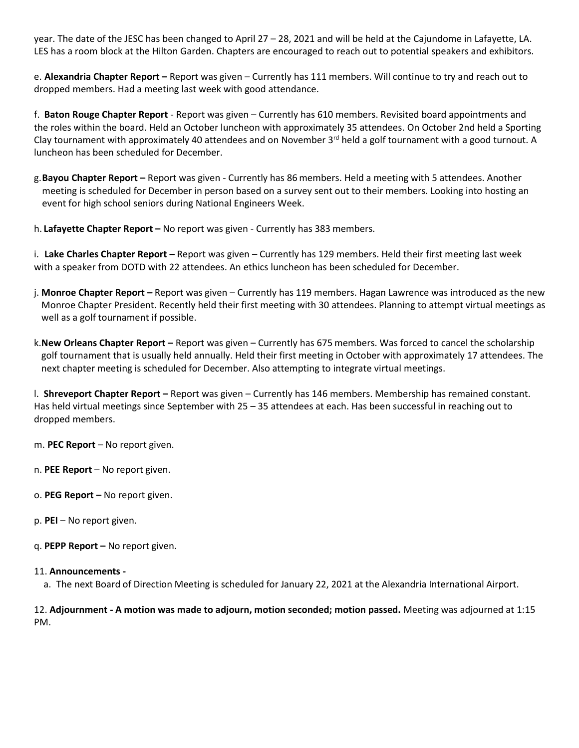year. The date of the JESC has been changed to April 27 – 28, 2021 and will be held at the Cajundome in Lafayette, LA. LES has a room block at the Hilton Garden. Chapters are encouraged to reach out to potential speakers and exhibitors.

e. **Alexandria Chapter Report –** Report was given – Currently has 111 members. Will continue to try and reach out to dropped members. Had a meeting last week with good attendance.

f. **Baton Rouge Chapter Report** - Report was given – Currently has 610 members. Revisited board appointments and the roles within the board. Held an October luncheon with approximately 35 attendees. On October 2nd held a Sporting Clay tournament with approximately 40 attendees and on November 3rd held a golf tournament with a good turnout. A luncheon has been scheduled for December.

g. **Bayou Chapter Report –** Report was given - Currently has 86 members. Held a meeting with 5 attendees. Another meeting is scheduled for December in person based on a survey sent out to their members. Looking into hosting an event for high school seniors during National Engineers Week.

h. **Lafayette Chapter Report –** No report was given - Currently has 383 members.

i. **Lake Charles Chapter Report –** Report was given – Currently has 129 members. Held their first meeting last week with a speaker from DOTD with 22 attendees. An ethics luncheon has been scheduled for December.

j. **Monroe Chapter Report –** Report was given – Currently has 119 members. Hagan Lawrence was introduced as the new Monroe Chapter President. Recently held their first meeting with 30 attendees. Planning to attempt virtual meetings as well as a golf tournament if possible.

k. **New Orleans Chapter Report –** Report was given – Currently has 675 members. Was forced to cancel the scholarship golf tournament that is usually held annually. Held their first meeting in October with approximately 17 attendees. The next chapter meeting is scheduled for December. Also attempting to integrate virtual meetings.

l. **Shreveport Chapter Report –** Report was given – Currently has 146 members. Membership has remained constant. Has held virtual meetings since September with 25 – 35 attendees at each. Has been successful in reaching out to dropped members.

m. **PEC Report** – No report given.

n. **PEE Report** – No report given.

o. **PEG Report –** No report given.

p. **PEI** – No report given.

q. **PEPP Report –** No report given.

11. **Announcements -**

a. The next Board of Direction Meeting is scheduled for January 22, 2021 at the Alexandria International Airport.

12. **Adjournment - A motion was made to adjourn, motion seconded; motion passed.** Meeting was adjourned at 1:15 PM.